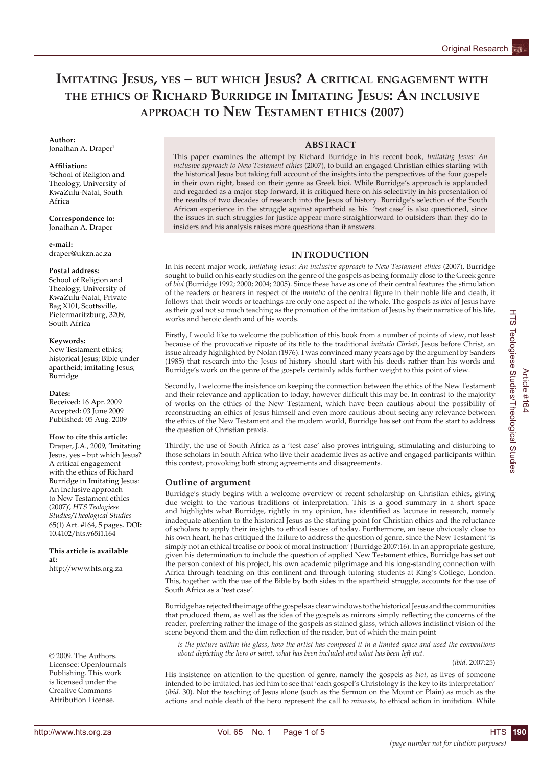# Imitating Jesus, yes – but which Jesus? A critical engagement with the ethics of Richard Burridge in Imitating Jesus: An inclusive approach to New Testament ethics (2007)

**Author:**
Jonathan A. Draper[1]

**Affiliation:**
[1]School of Religion and Theology, University of KwaZulu-Natal, South Africa

**Correspondence to:**
Jonathan A. Draper

**e-mail:**
draper@ukzn.ac.za

**Postal address:**
School of Religion and Theology, University of KwaZulu-Natal, Private Bag X101, Scottsville, Pietermaritzburg, 3209, South Africa

**Keywords:**
New Testament ethics; historical Jesus; Bible under apartheid; imitating Jesus; Burridge

**Dates:**
Received: 16 Apr. 2009
Accepted: 03 June 2009
Published: 05 Aug. 2009

**How to cite this article:**
Draper, J.A., 2009, 'Imitating Jesus, yes – but which Jesus? A critical engagement with the ethics of Richard Burridge in Imitating Jesus: An inclusive approach to New Testament ethics (2007)', *HTS Teologiese Studies/Theological Studies* 65(1) Art. #164, 5 pages. DOI: 10.4102/hts.v65i1.164

**This article is available at:**
http://www.hts.org.za

© 2009. The Authors. Licensee: OpenJournals Publishing. This work is licensed under the Creative Commons Attribution License.

## ABSTRACT

This paper examines the attempt by Richard Burridge in his recent book, *Imitating Jesus: An inclusive approach to New Testament ethics* (2007), to build an engaged Christian ethics starting with the historical Jesus but taking full account of the insights into the perspectives of the four gospels in their own right, based on their genre as Greek bioi. While Burridge's approach is applauded and regarded as a major step forward, it is critiqued here on his selectivity in his presentation of the results of two decades of research into the Jesus of history. Burridge's selection of the South African experience in the struggle against apartheid as his 'test case' is also questioned, since the issues in such struggles for justice appear more straightforward to outsiders than they do to insiders and his analysis raises more questions than it answers.

## INTRODUCTION

In his recent major work, *Imitating Jesus: An inclusive approach to New Testament ethics* (2007), Burridge sought to build on his early studies on the genre of the gospels as being formally close to the Greek genre of *bioi* (Burridge 1992; 2000; 2004; 2005). Since these have as one of their central features the stimulation of the readers or hearers in respect of the *imitatio* of the central figure in their noble life and death, it follows that their words or teachings are only one aspect of the whole. The gospels as *bioi* of Jesus have as their goal not so much teaching as the promotion of the imitation of Jesus by their narrative of his life, works and heroic death and of his words.

Firstly, I would like to welcome the publication of this book from a number of points of view, not least because of the provocative riposte of its title to the traditional *imitatio Christi*, Jesus before Christ, an issue already highlighted by Nolan (1976). I was convinced many years ago by the argument by Sanders (1985) that research into the Jesus of history should start with his deeds rather than his words and Burridge's work on the genre of the gospels certainly adds further weight to this point of view.

Secondly, I welcome the insistence on keeping the connection between the ethics of the New Testament and their relevance and application to today, however difficult this may be. In contrast to the majority of works on the ethics of the New Testament, which have been cautious about the possibility of reconstructing an ethics of Jesus himself and even more cautious about seeing any relevance between the ethics of the New Testament and the modern world, Burridge has set out from the start to address the question of Christian praxis.

Thirdly, the use of South Africa as a 'test case' also proves intriguing, stimulating and disturbing to those scholars in South Africa who live their academic lives as active and engaged participants within this context, provoking both strong agreements and disagreements.

### Outline of argument

Burridge's study begins with a welcome overview of recent scholarship on Christian ethics, giving due weight to the various traditions of interpretation. This is a good summary in a short space and highlights what Burridge, rightly in my opinion, has identified as lacunae in research, namely inadequate attention to the historical Jesus as the starting point for Christian ethics and the reluctance of scholars to apply their insights to ethical issues of today. Furthermore, an issue obviously close to his own heart, he has critiqued the failure to address the question of genre, since the New Testament 'is simply not an ethical treatise or book of moral instruction' (Burridge 2007:16). In an appropriate gesture, given his determination to include the question of applied New Testament ethics, Burridge has set out the person context of his project, his own academic pilgrimage and his long-standing connection with Africa through teaching on this continent and through tutoring students at King's College, London. This, together with the use of the Bible by both sides in the apartheid struggle, accounts for the use of South Africa as a 'test case'.

Burridge has rejected the image of the gospels as clear windows to the historical Jesus and the communities that produced them, as well as the idea of the gospels as mirrors simply reflecting the concerns of the reader, preferring rather the image of the gospels as stained glass, which allows indistinct vision of the scene beyond them and the dim reflection of the reader, but of which the main point

> *is the picture within the glass, how the artist has composed it in a limited space and used the conventions about depicting the hero or saint, what has been included and what has been left out.*
>
> (*ibid.* 2007:25)

His insistence on attention to the question of genre, namely the gospels as *bioi*, as lives of someone intended to be imitated, has led him to see that 'each gospel's Christology is the key to its interpretation' (*ibid.* 30). Not the teaching of Jesus alone (such as the Sermon on the Mount or Plain) as much as the actions and noble death of the hero represent the call to *mimesis*, to ethical action in imitation. While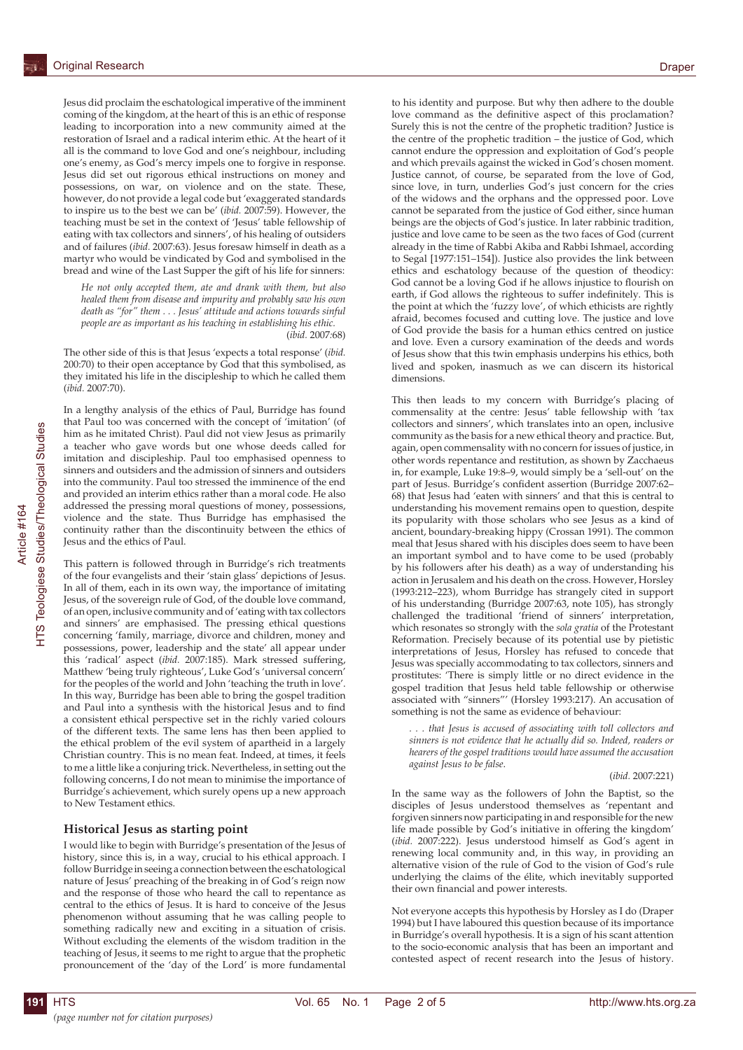Jesus did proclaim the eschatological imperative of the imminent coming of the kingdom, at the heart of this is an ethic of response leading to incorporation into a new community aimed at the restoration of Israel and a radical interim ethic. At the heart of it all is the command to love God and one's neighbour, including one's enemy, as God's mercy impels one to forgive in response. Jesus did set out rigorous ethical instructions on money and possessions, on war, on violence and on the state. These, however, do not provide a legal code but 'exaggerated standards to inspire us to the best we can be' (*ibid.* 2007:59). However, the teaching must be set in the context of 'Jesus' table fellowship of eating with tax collectors and sinners', of his healing of outsiders and of failures (*ibid.* 2007:63). Jesus foresaw himself in death as a martyr who would be vindicated by God and symbolised in the bread and wine of the Last Supper the gift of his life for sinners:

> *He not only accepted them, ate and drank with them, but also healed them from disease and impurity and probably saw his own death as "for" them . . . Jesus' attitude and actions towards sinful people are as important as his teaching in establishing his ethic.*
> (*ibid.* 2007:68)

The other side of this is that Jesus 'expects a total response' (*ibid.* 200:70) to their open acceptance by God that this symbolised, as they imitated his life in the discipleship to which he called them (*ibid.* 2007:70).

In a lengthy analysis of the ethics of Paul, Burridge has found that Paul too was concerned with the concept of 'imitation' (of him as he imitated Christ). Paul did not view Jesus as primarily a teacher who gave words but one whose deeds called for imitation and discipleship. Paul too emphasised openness to sinners and outsiders and the admission of sinners and outsiders into the community. Paul too stressed the imminence of the end and provided an interim ethics rather than a moral code. He also addressed the pressing moral questions of money, possessions, violence and the state. Thus Burridge has emphasised the continuity rather than the discontinuity between the ethics of Jesus and the ethics of Paul.

This pattern is followed through in Burridge's rich treatments of the four evangelists and their 'stain glass' depictions of Jesus. In all of them, each in its own way, the importance of imitating Jesus, of the sovereign rule of God, of the double love command, of an open, inclusive community and of 'eating with tax collectors and sinners' are emphasised. The pressing ethical questions concerning 'family, marriage, divorce and children, money and possessions, power, leadership and the state' all appear under this 'radical' aspect (*ibid.* 2007:185). Mark stressed suffering, Matthew 'being truly righteous', Luke God's 'universal concern' for the peoples of the world and John 'teaching the truth in love'. In this way, Burridge has been able to bring the gospel tradition and Paul into a synthesis with the historical Jesus and to find a consistent ethical perspective set in the richly varied colours of the different texts. The same lens has then been applied to the ethical problem of the evil system of apartheid in a largely Christian country. This is no mean feat. Indeed, at times, it feels to me a little like a conjuring trick. Nevertheless, in setting out the following concerns, I do not mean to minimise the importance of Burridge's achievement, which surely opens up a new approach to New Testament ethics.

## Historical Jesus as starting point

I would like to begin with Burridge's presentation of the Jesus of history, since this is, in a way, crucial to his ethical approach. I follow Burridge in seeing a connection between the eschatological nature of Jesus' preaching of the breaking in of God's reign now and the response of those who heard the call to repentance as central to the ethics of Jesus. It is hard to conceive of the Jesus phenomenon without assuming that he was calling people to something radically new and exciting in a situation of crisis. Without excluding the elements of the wisdom tradition in the teaching of Jesus, it seems to me right to argue that the prophetic pronouncement of the 'day of the Lord' is more fundamental to his identity and purpose. But why then adhere to the double love command as the definitive aspect of this proclamation? Surely this is not the centre of the prophetic tradition? Justice is the centre of the prophetic tradition – the justice of God, which cannot endure the oppression and exploitation of God's people and which prevails against the wicked in God's chosen moment. Justice cannot, of course, be separated from the love of God, since love, in turn, underlies God's just concern for the cries of the widows and the orphans and the oppressed poor. Love cannot be separated from the justice of God either, since human beings are the objects of God's justice. In later rabbinic tradition, justice and love came to be seen as the two faces of God (current already in the time of Rabbi Akiba and Rabbi Ishmael, according to Segal [1977:151–154]). Justice also provides the link between ethics and eschatology because of the question of theodicy: God cannot be a loving God if he allows injustice to flourish on earth, if God allows the righteous to suffer indefinitely. This is the point at which the 'fuzzy love', of which ethicists are rightly afraid, becomes focused and cutting love. The justice and love of God provide the basis for a human ethics centred on justice and love. Even a cursory examination of the deeds and words of Jesus show that this twin emphasis underpins his ethics, both lived and spoken, inasmuch as we can discern its historical dimensions.

This then leads to my concern with Burridge's placing of commensality at the centre: Jesus' table fellowship with 'tax collectors and sinners', which translates into an open, inclusive community as the basis for a new ethical theory and practice. But, again, open commensality with no concern for issues of justice, in other words repentance and restitution, as shown by Zacchaeus in, for example, Luke 19:8–9, would simply be a 'sell-out' on the part of Jesus. Burridge's confident assertion (Burridge 2007:62–68) that Jesus had 'eaten with sinners' and that this is central to understanding his movement remains open to question, despite its popularity with those scholars who see Jesus as a kind of ancient, boundary-breaking hippy (Crossan 1991). The common meal that Jesus shared with his disciples does seem to have been an important symbol and to have come to be used (probably by his followers after his death) as a way of understanding his action in Jerusalem and his death on the cross. However, Horsley (1993:212–223), whom Burridge has strangely cited in support of his understanding (Burridge 2007:63, note 105), has strongly challenged the traditional 'friend of sinners' interpretation, which resonates so strongly with the *sola gratia* of the Protestant Reformation. Precisely because of its potential use by pietistic interpretations of Jesus, Horsley has refused to concede that Jesus was specially accommodating to tax collectors, sinners and prostitutes: 'There is simply little or no direct evidence in the gospel tradition that Jesus held table fellowship or otherwise associated with "sinners"' (Horsley 1993:217). An accusation of something is not the same as evidence of behaviour:

> *. . . that Jesus is accused of associating with toll collectors and sinners is not evidence that he actually did so. Indeed, readers or hearers of the gospel traditions would have assumed the accusation against Jesus to be false.*
> (*ibid.* 2007:221)

In the same way as the followers of John the Baptist, so the disciples of Jesus understood themselves as 'repentant and forgiven sinners now participating in and responsible for the new life made possible by God's initiative in offering the kingdom' (*ibid.* 2007:222). Jesus understood himself as God's agent in renewing local community and, in this way, in providing an alternative vision of the rule of God to the vision of God's rule underlying the claims of the élite, which inevitably supported their own financial and power interests.

Not everyone accepts this hypothesis by Horsley as I do (Draper 1994) but I have laboured this question because of its importance in Burridge's overall hypothesis. It is a sign of his scant attention to the socio-economic analysis that has been an important and contested aspect of recent research into the Jesus of history.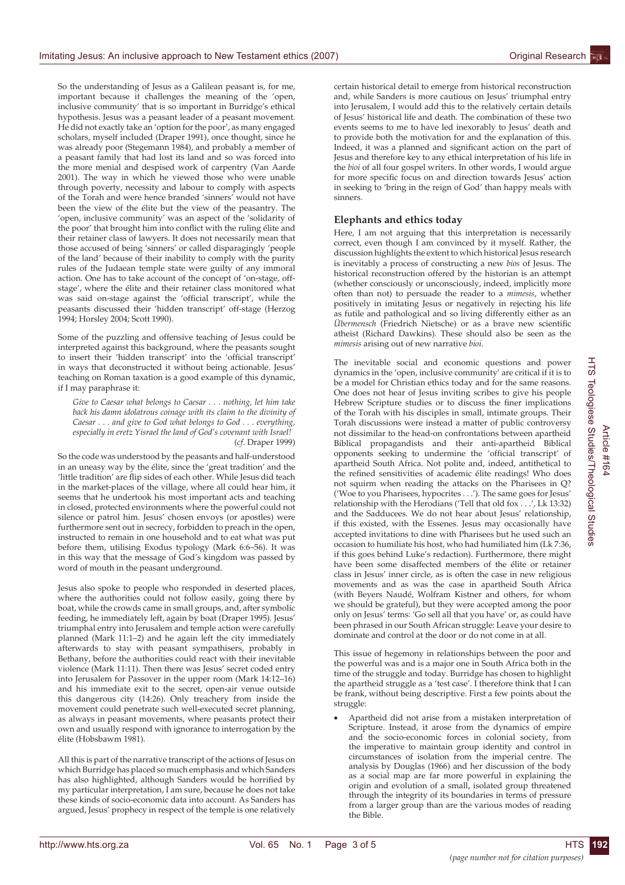So the understanding of Jesus as a Galilean peasant is, for me, important because it challenges the meaning of the 'open, inclusive community' that is so important in Burridge's ethical hypothesis. Jesus was a peasant leader of a peasant movement. He did not exactly take an 'option for the poor', as many engaged scholars, myself included (Draper 1991), once thought, since he was already poor (Stegemann 1984), and probably a member of a peasant family that had lost its land and so was forced into the more menial and despised work of carpentry (Van Aarde 2001). The way in which he viewed those who were unable through poverty, necessity and labour to comply with aspects of the Torah and were hence branded 'sinners' would not have been the view of the élite but the view of the peasantry. The 'open, inclusive community' was an aspect of the 'solidarity of the poor' that brought him into conflict with the ruling élite and their retainer class of lawyers. It does not necessarily mean that those accused of being 'sinners' or called disparagingly 'people of the land' because of their inability to comply with the purity rules of the Judaean temple state were guilty of any immoral action. One has to take account of the concept of 'on-stage, off-stage', where the élite and their retainer class monitored what was said on-stage against the 'official transcript', while the peasants discussed their 'hidden transcript' off-stage (Herzog 1994; Horsley 2004; Scott 1990).

Some of the puzzling and offensive teaching of Jesus could be interpreted against this background, where the peasants sought to insert their 'hidden transcript' into the 'official transcript' in ways that deconstructed it without being actionable. Jesus' teaching on Roman taxation is a good example of this dynamic, if I may paraphrase it:

> *Give to Caesar what belongs to Caesar . . . nothing, let him take back his damn idolatrous coinage with its claim to the divinity of Caesar . . . and give to God what belongs to God . . . everything, especially in eretz Yisrael the land of God's covenant with Israel!*
> (*cf*. Draper 1999)

So the code was understood by the peasants and half-understood in an uneasy way by the élite, since the 'great tradition' and the 'little tradition' are flip sides of each other. While Jesus did teach in the market-places of the village, where all could hear him, it seems that he undertook his most important acts and teaching in closed, protected environments where the powerful could not silence or patrol him. Jesus' chosen envoys (or apostles) were furthermore sent out in secrecy, forbidden to preach in the open, instructed to remain in one household and to eat what was put before them, utilising Exodus typology (Mark 6:6–56). It was in this way that the message of God's kingdom was passed by word of mouth in the peasant underground.

Jesus also spoke to people who responded in deserted places, where the authorities could not follow easily, going there by boat, while the crowds came in small groups, and, after symbolic feeding, he immediately left, again by boat (Draper 1995). Jesus' triumphal entry into Jerusalem and temple action were carefully planned (Mark 11:1–2) and he again left the city immediately afterwards to stay with peasant sympathisers, probably in Bethany, before the authorities could react with their inevitable violence (Mark 11:11). Then there was Jesus' secret coded entry into Jerusalem for Passover in the upper room (Mark 14:12–16) and his immediate exit to the secret, open-air venue outside this dangerous city (14:26). Only treachery from inside the movement could penetrate such well-executed secret planning, as always in peasant movements, where peasants protect their own and usually respond with ignorance to interrogation by the élite (Hobsbawm 1981).

All this is part of the narrative transcript of the actions of Jesus on which Burridge has placed so much emphasis and which Sanders has also highlighted, although Sanders would be horrified by my particular interpretation, I am sure, because he does not take these kinds of socio-economic data into account. As Sanders has argued, Jesus' prophecy in respect of the temple is one relatively certain historical detail to emerge from historical reconstruction and, while Sanders is more cautious on Jesus' triumphal entry into Jerusalem, I would add this to the relatively certain details of Jesus' historical life and death. The combination of these two events seems to me to have led inexorably to Jesus' death and to provide both the motivation for and the explanation of this. Indeed, it was a planned and significant action on the part of Jesus and therefore key to any ethical interpretation of his life in the *bioi* of all four gospel writers. In other words, I would argue for more specific focus on and direction towards Jesus' action in seeking to 'bring in the reign of God' than happy meals with sinners.

## Elephants and ethics today

Here, I am not arguing that this interpretation is necessarily correct, even though I am convinced by it myself. Rather, the discussion highlights the extent to which historical Jesus research is inevitably a process of constructing a new *bios* of Jesus. The historical reconstruction offered by the historian is an attempt (whether consciously or unconsciously, indeed, implicitly more often than not) to persuade the reader to a *mimesis*, whether positively in imitating Jesus or negatively in rejecting his life as futile and pathological and so living differently either as an *Übermensch* (Friedrich Nietsche) or as a brave new scientific atheist (Richard Dawkins). These should also be seen as the *mimesis* arising out of new narrative *bioi*.

The inevitable social and economic questions and power dynamics in the 'open, inclusive community' are critical if it is to be a model for Christian ethics today and for the same reasons. One does not hear of Jesus inviting scribes to give his people Hebrew Scripture studies or to discuss the finer implications of the Torah with his disciples in small, intimate groups. Their Torah discussions were instead a matter of public controversy not dissimilar to the head-on confrontations between apartheid Biblical propagandists and their anti-apartheid Biblical opponents seeking to undermine the 'official transcript' of apartheid South Africa. Not polite and, indeed, antithetical to the refined sensitivities of academic élite readings! Who does not squirm when reading the attacks on the Pharisees in Q? ('Woe to you Pharisees, hypocrites . . .'). The same goes for Jesus' relationship with the Herodians ('Tell that old fox . . .', Lk 13:32) and the Sadducees. We do not hear about Jesus' relationship, if this existed, with the Essenes. Jesus may occasionally have accepted invitations to dine with Pharisees but he used such an occasion to humiliate his host, who had humiliated him (Lk 7:36, if this goes behind Luke's redaction). Furthermore, there might have been some disaffected members of the élite or retainer class in Jesus' inner circle, as is often the case in new religious movements and as was the case in apartheid South Africa (with Beyers Naudé, Wolfram Kistner and others, for whom we should be grateful), but they were accepted among the poor only on Jesus' terms: 'Go sell all that you have' or, as could have been phrased in our South African struggle: Leave your desire to dominate and control at the door or do not come in at all.

This issue of hegemony in relationships between the poor and the powerful was and is a major one in South Africa both in the time of the struggle and today. Burridge has chosen to highlight the apartheid struggle as a 'test case'. I therefore think that I can be frank, without being descriptive. First a few points about the struggle:

- Apartheid did not arise from a mistaken interpretation of Scripture. Instead, it arose from the dynamics of empire and the socio-economic forces in colonial society, from the imperative to maintain group identity and control in circumstances of isolation from the imperial centre. The analysis by Douglas (1966) and her discussion of the body as a social map are far more powerful in explaining the origin and evolution of a small, isolated group threatened through the integrity of its boundaries in terms of pressure from a larger group than are the various modes of reading the Bible.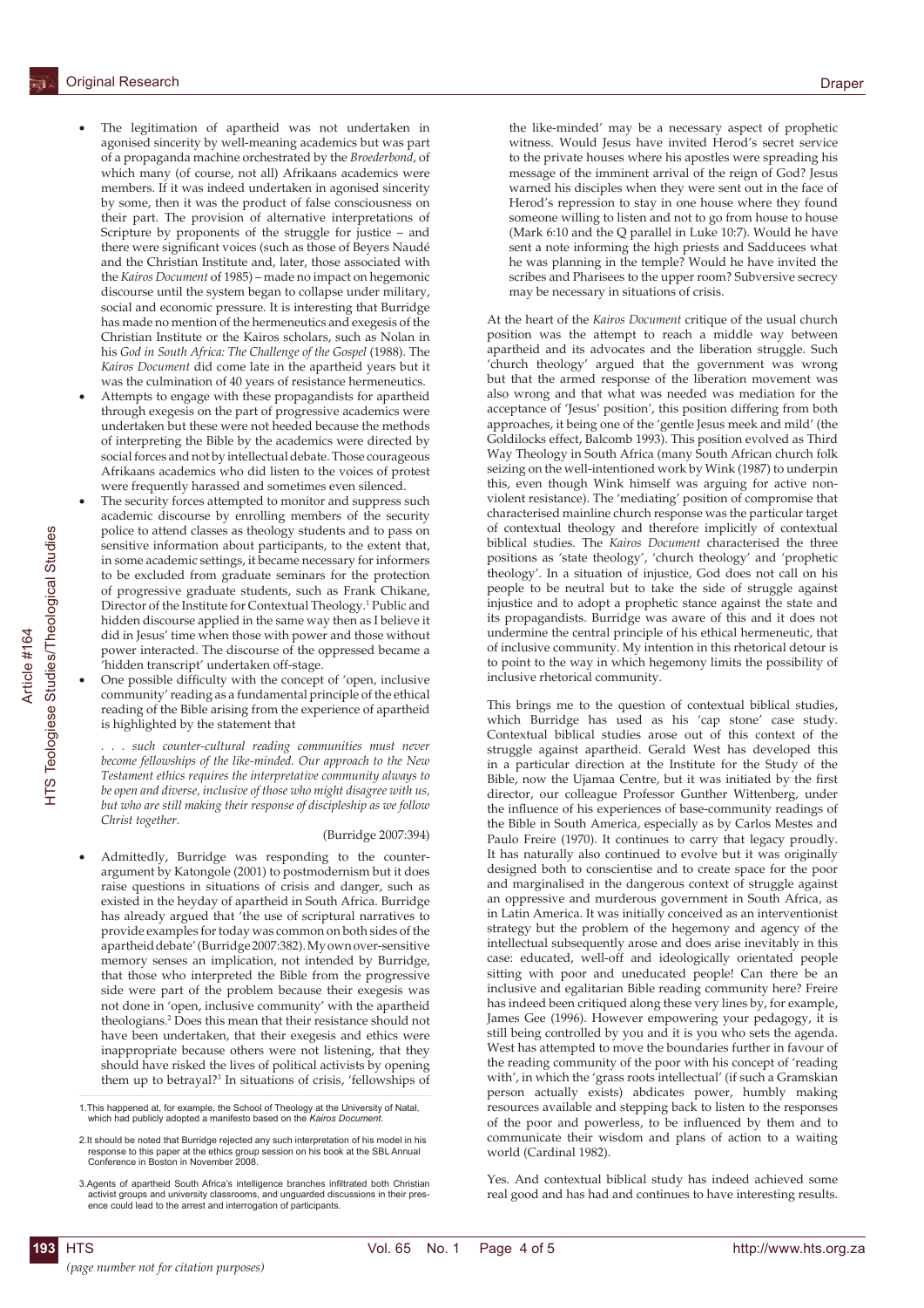- The legitimation of apartheid was not undertaken in agonised sincerity by well-meaning academics but was part of a propaganda machine orchestrated by the *Broederbond*, of which many (of course, not all) Afrikaans academics were members. If it was indeed undertaken in agonised sincerity by some, then it was the product of false consciousness on their part. The provision of alternative interpretations of Scripture by proponents of the struggle for justice – and there were significant voices (such as those of Beyers Naudé and the Christian Institute and, later, those associated with the *Kairos Document* of 1985) – made no impact on hegemonic discourse until the system began to collapse under military, social and economic pressure. It is interesting that Burridge has made no mention of the hermeneutics and exegesis of the Christian Institute or the Kairos scholars, such as Nolan in his *God in South Africa: The Challenge of the Gospel* (1988). The *Kairos Document* did come late in the apartheid years but it was the culmination of 40 years of resistance hermeneutics.
- Attempts to engage with these propagandists for apartheid through exegesis on the part of progressive academics were undertaken but these were not heeded because the methods of interpreting the Bible by the academics were directed by social forces and not by intellectual debate. Those courageous Afrikaans academics who did listen to the voices of protest were frequently harassed and sometimes even silenced.
- The security forces attempted to monitor and suppress such academic discourse by enrolling members of the security police to attend classes as theology students and to pass on sensitive information about participants, to the extent that, in some academic settings, it became necessary for informers to be excluded from graduate seminars for the protection of progressive graduate students, such as Frank Chikane, Director of the Institute for Contextual Theology.[1] Public and hidden discourse applied in the same way then as I believe it did in Jesus' time when those with power and those without power interacted. The discourse of the oppressed became a 'hidden transcript' undertaken off-stage.
- One possible difficulty with the concept of 'open, inclusive community' reading as a fundamental principle of the ethical reading of the Bible arising from the experience of apartheid is highlighted by the statement that

  > *. . . such counter-cultural reading communities must never become fellowships of the like-minded. Our approach to the New Testament ethics requires the interpretative community always to be open and diverse, inclusive of those who might disagree with us, but who are still making their response of discipleship as we follow Christ together.*
  >
  > (Burridge 2007:394)

- Admittedly, Burridge was responding to the counter-argument by Katongole (2001) to postmodernism but it does raise questions in situations of crisis and danger, such as existed in the heyday of apartheid in South Africa. Burridge has already argued that 'the use of scriptural narratives to provide examples for today was common on both sides of the apartheid debate' (Burridge 2007:382). My own over-sensitive memory senses an implication, not intended by Burridge, that those who interpreted the Bible from the progressive side were part of the problem because their exegesis was not done in 'open, inclusive community' with the apartheid theologians.[2] Does this mean that their resistance should not have been undertaken, that their exegesis and ethics were inappropriate because others were not listening, that they should have risked the lives of political activists by opening them up to betrayal?[3] In situations of crisis, 'fellowships of the like-minded' may be a necessary aspect of prophetic witness. Would Jesus have invited Herod's secret service to the private houses where his apostles were spreading his message of the imminent arrival of the reign of God? Jesus warned his disciples when they were sent out in the face of Herod's repression to stay in one house where they found someone willing to listen and not to go from house to house (Mark 6:10 and the Q parallel in Luke 10:7). Would he have sent a note informing the high priests and Sadducees what he was planning in the temple? Would he have invited the scribes and Pharisees to the upper room? Subversive secrecy may be necessary in situations of crisis.

At the heart of the *Kairos Document* critique of the usual church position was the attempt to reach a middle way between apartheid and its advocates and the liberation struggle. Such 'church theology' argued that the government was wrong but that the armed response of the liberation movement was also wrong and that what was needed was mediation for the acceptance of 'Jesus' position', this position differing from both approaches, it being one of the 'gentle Jesus meek and mild' (the Goldilocks effect, Balcomb 1993). This position evolved as Third Way Theology in South Africa (many South African church folk seizing on the well-intentioned work by Wink (1987) to underpin this, even though Wink himself was arguing for active non-violent resistance). The 'mediating' position of compromise that characterised mainline church response was the particular target of contextual theology and therefore implicitly of contextual biblical studies. The *Kairos Document* characterised the three positions as 'state theology', 'church theology' and 'prophetic theology'. In a situation of injustice, God does not call on his people to be neutral but to take the side of struggle against injustice and to adopt a prophetic stance against the state and its propagandists. Burridge was aware of this and it does not undermine the central principle of his ethical hermeneutic, that of inclusive community. My intention in this rhetorical detour is to point to the way in which hegemony limits the possibility of inclusive rhetorical community.

This brings me to the question of contextual biblical studies, which Burridge has used as his 'cap stone' case study. Contextual biblical studies arose out of this context of the struggle against apartheid. Gerald West has developed this in a particular direction at the Institute for the Study of the Bible, now the Ujamaa Centre, but it was initiated by the first director, our colleague Professor Gunther Wittenberg, under the influence of his experiences of base-community readings of the Bible in South America, especially as by Carlos Mestes and Paulo Freire (1970). It continues to carry that legacy proudly. It has naturally also continued to evolve but it was originally designed both to conscientise and to create space for the poor and marginalised in the dangerous context of struggle against an oppressive and murderous government in South Africa, as in Latin America. It was initially conceived as an interventionist strategy but the problem of the hegemony and agency of the intellectual subsequently arose and does arise inevitably in this case: educated, well-off and ideologically orientated people sitting with poor and uneducated people! Can there be an inclusive and egalitarian Bible reading community here? Freire has indeed been critiqued along these very lines by, for example, James Gee (1996). However empowering your pedagogy, it is still being controlled by you and it is you who sets the agenda. West has attempted to move the boundaries further in favour of the reading community of the poor with his concept of 'reading with', in which the 'grass roots intellectual' (if such a Gramskian person actually exists) abdicates power, humbly making resources available and stepping back to listen to the responses of the poor and powerless, to be influenced by them and to communicate their wisdom and plans of action to a waiting world (Cardinal 1982).

Yes. And contextual biblical study has indeed achieved some real good and has had and continues to have interesting results.

---

1. This happened at, for example, the School of Theology at the University of Natal, which had publicly adopted a manifesto based on the *Kairos Document*.

2. It should be noted that Burridge rejected any such interpretation of his model in his response to this paper at the ethics group session on his book at the SBL Annual Conference in Boston in November 2008.

3. Agents of apartheid South Africa's intelligence branches infiltrated both Christian activist groups and university classrooms, and unguarded discussions in their presence could lead to the arrest and interrogation of participants.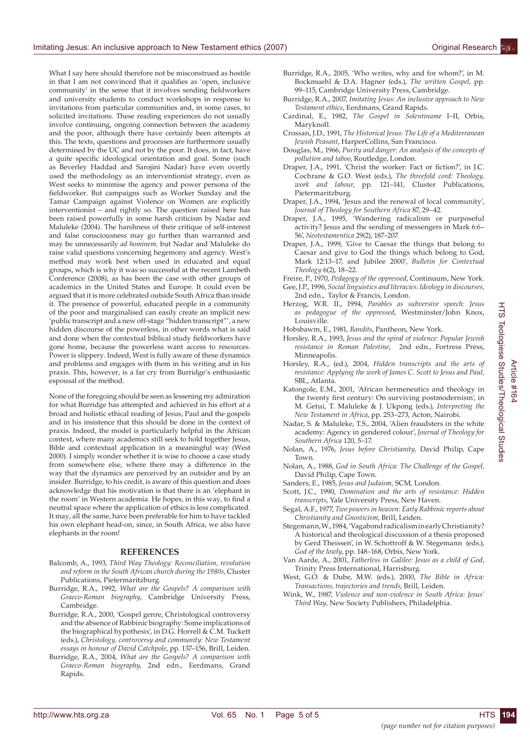What I say here should therefore not be misconstrued as hostile in that I am not convinced that it qualifies as 'open, inclusive community' in the sense that it involves sending fieldworkers and university students to conduct workshops in response to invitations from particular communities and, in some cases, to solicited invitations. These reading experiences do not usually involve continuing, ongoing connection between the academy and the poor, although there have certainly been attempts at this. The texts, questions and processes are furthermore usually determined by the UC and not by the poor. It does, in fact, have a quite specific ideological orientation and goal. Some (such as Beverley Haddad and Sarojini Nadar) have even overtly used the methodology as an interventionist strategy, even as West seeks to minimise the agency and power persona of the fieldworker. But campaigns such as Worker Sunday and the Tamar Campaign against Violence on Women are explicitly interventionist – and rightly so. The question raised here has been raised powerfully in some harsh criticism by Nadar and Maluleke (2004). The harshness of their critique of self-interest and false consciousness may go further than warranted and may be unnecessarily *ad hominem,* but Nadar and Maluleke do raise valid questions concerning hegemony and agency. West's method may work best when used in educated and equal groups, which is why it was so successful at the recent Lambeth Conference (2008), as has been the case with other groups of academics in the United States and Europe. It could even be argued that it is more celebrated outside South Africa than inside it. The presence of powerful, educated people in a community of the poor and marginalised can easily create an implicit new 'public transcript and a new off-stage "hidden transcript"', a new hidden discourse of the powerless, in other words what is said and done when the contextual biblical study fieldworkers have gone home, because the powerless want access to resources. Power is slippery. Indeed, West is fully aware of these dynamics and problems and engages with them in his writing and in his praxis. This, however, is a far cry from Burridge's enthusiastic espousal of the method.

None of the foregoing should be seen as lessening my admiration for what Burridge has attempted and achieved in his effort at a broad and holistic ethical reading of Jesus, Paul and the gospels and in his insistence that this should be done in the context of praxis. Indeed, the model is particularly helpful in the African context, where many academics still seek to hold together Jesus, Bible and contextual application in a meaningful way (West 2000). I simply wonder whether it is wise to choose a case study from somewhere else, where there may a difference in the way that the dynamics are perceived by an outsider and by an insider. Burridge, to his credit, is aware of this question and does acknowledge that his motivation is that there is an 'elephant in the room' in Western academia. He hopes, in this way, to find a neutral space where the application of ethics is less complicated. It may, all the same, have been preferable for him to have tackled his own elephant head-on, since, in South Africa, we also have elephants in the room!

## REFERENCES

Balcomb, A., 1993, *Third Way Theology: Reconciliation, revolution and reform in the South African church during the 1980s*, Cluster Publications, Pietermaritzburg.

Burridge, R.A., 1992, *What are the Gospels? A comparison with Graeco-Roman biography*, Cambridge University Press, Cambridge.

Burridge, R.A., 2000, 'Gospel genre, Christological controversy and the absence of Rabbinic biography: Some implications of the biographical hypothesis', in D.G. Horrell & C.M. Tuckett (eds.), *Christology, controversy and community: New Testament essays in honour of David Catchpole*, pp. 137–156, Brill, Leiden.

Burridge, R.A., 2004, *What are the Gospels? A comparison with Graeco-Roman biography*, 2nd edn., Eerdmans, Grand Rapids.

Burridge, R.A., 2005, 'Who writes, why and for whom?', in M. Bockmuehl & D.A. Hagner (eds.), *The written Gospel*, pp. 99–115, Cambridge University Press, Cambridge.

Burridge, R.A., 2007, *Imitating Jesus: An inclusive approach to New Testament ethics*, Eerdmans, Grand Rapids.

Cardinal, E., 1982, *The Gospel in Solentiname* I–II, Orbis, Maryknoll.

Crossan, J.D., 1991, *The Historical Jesus: The Life of a Mediterranean Jewish Peasant*, HarperCollins, San Francisco.

Douglas, M., 1966, *Purity and danger: An analysis of the concepts of pollution and taboo*, Routledge, London.

Draper, J.A., 1991, 'Christ the worker: Fact or fiction?', in J.C. Cochrane & G.O. West (eds.), *The threefold cord: Theology, work and labour*, pp. 121–141, Cluster Publications, Pietermaritzburg.

Draper, J.A., 1994, 'Jesus and the renewal of local community', *Journal of Theology for Southern Africa* 87, 29–42.

Draper, J.A., 1995, 'Wandering radicalism or purposeful activity? Jesus and the sending of messengers in Mark 6:6–56', *Neotestamentica* 29(2), 187–207.

Draper, J.A., 1999, 'Give to Caesar the things that belong to Caesar and give to God the things which belong to God, Mark 12:13–17, and Jubilee 2000', *Bulletin for Contextual Theology* 6(2), 18–22.

Freire, P., 1970, *Pedagogy of the oppressed*, Continuum, New York.

Gee, J.P., 1996, *Social linguistics and literacies: Ideology in discourses,* 2nd edn., Taylor & Francis, London.

Herzog, W.R. II., 1994, *Parables as subversive speech: Jesus as pedagogue of the oppressed*, Westminster/John Knox, Louisville.

Hobsbawm, E., 1981, *Bandits*, Pantheon, New York.

Horsley, R.A., 1993, *Jesus and the spiral of violence: Popular Jewish resistance in Roman Palestine*, 2nd edn., Fortress Press, Minneapolis.

Horsley, R.A., (ed.), 2004, *Hidden transcripts and the arts of resistance: Applying the work of James C. Scott to Jesus and Paul,* SBL, Atlanta.

Katongole, E.M., 2001, 'African hermeneutics and theology in the twenty first century: On surviving postmodernism', in M. Getui, T. Maluleke & J. Ukpong (eds.), *Interpreting the New Testament in Africa*, pp. 253–273, Acton, Nairobi.

Nadar, S. & Maluleke, T.S., 2004, 'Alien fraudsters in the white academy: Agency in gendered colour', *Journal of Theology for Southern Africa* 120, 5–17.

Nolan, A., 1976, *Jesus before Christianity,* David Philip, Cape Town.

Nolan, A., 1988, *God in South Africa: The Challenge of the Gospel,* David Philip, Cape Town.

Sanders, E., 1985, *Jesus and Judaism,* SCM, London.

Scott, J.C., 1990, *Domination and the arts of resistance: Hidden transcripts,* Yale University Press, New Haven.

Segal, A.F., 1977, *Two powers in heaven: Early Rabbinic reports about Christianity and Gnosticism*, Brill, Leiden.

Stegemann, W., 1984, 'Vagabond radicalism in early Christianity? A historical and theological discussion of a thesis proposed by Gerd Theissen', in W. Schottroff & W. Stegemann (eds.), *God of the lowly*, pp. 148–168, Orbis, New York.

Van Aarde, A., 2001, *Fatherless in Galilee: Jesus as a child of God*, Trinity Press International, Harrisburg.

West, G.O. & Dube, M.W. (eds.), 2000, *The Bible in Africa: Transactions, trajectories and trends*, Brill, Leiden.

Wink, W., 1987, *Violence and non-violence in South Africa: Jesus' Third Way,* New Society Publishers, Philadelphia.